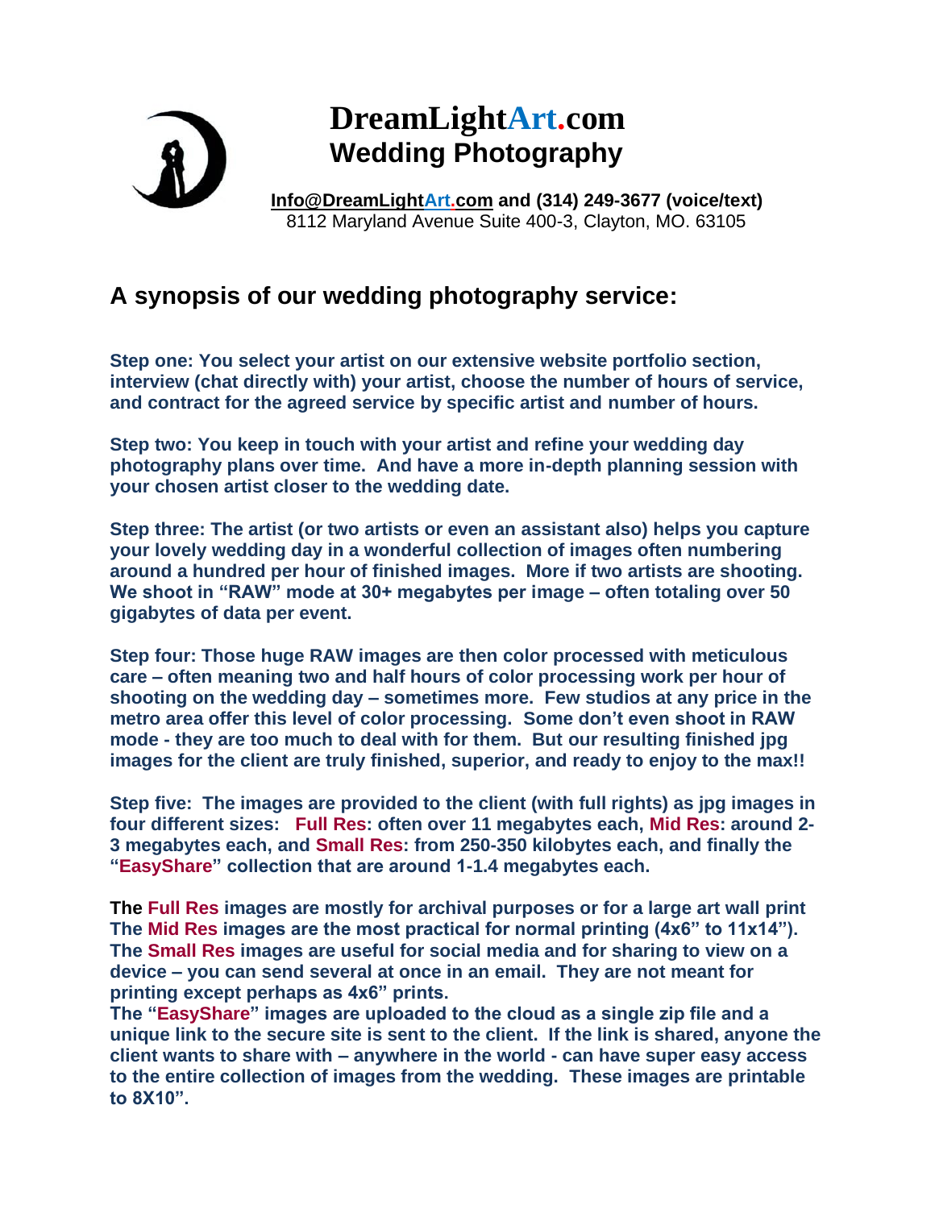# DreamLightArt.com
## Wedding Photography

**Info@DreamLightArt.com and (314) 249-3677 (voice/text)**
8112 Maryland Avenue Suite 400-3, Clayton, MO. 63105

## A synopsis of our wedding photography service:

**Step one: You select your artist on our extensive website portfolio section, interview (chat directly with) your artist, choose the number of hours of service, and contract for the agreed service by specific artist and number of hours.**

**Step two: You keep in touch with your artist and refine your wedding day photography plans over time. And have a more in-depth planning session with your chosen artist closer to the wedding date.**

**Step three: The artist (or two artists or even an assistant also) helps you capture your lovely wedding day in a wonderful collection of images often numbering around a hundred per hour of finished images. More if two artists are shooting. We shoot in "RAW" mode at 30+ megabytes per image – often totaling over 50 gigabytes of data per event.**

**Step four: Those huge RAW images are then color processed with meticulous care – often meaning two and half hours of color processing work per hour of shooting on the wedding day – sometimes more. Few studios at any price in the metro area offer this level of color processing. Some don't even shoot in RAW mode - they are too much to deal with for them. But our resulting finished jpg images for the client are truly finished, superior, and ready to enjoy to the max!!**

**Step five: The images are provided to the client (with full rights) as jpg images in four different sizes: Full Res: often over 11 megabytes each, Mid Res: around 2-3 megabytes each, and Small Res: from 250-350 kilobytes each, and finally the "EasyShare" collection that are around 1-1.4 megabytes each.**

**The Full Res images are mostly for archival purposes or for a large art wall print**
**The Mid Res images are the most practical for normal printing (4x6" to 11x14").**
**The Small Res images are useful for social media and for sharing to view on a device – you can send several at once in an email. They are not meant for printing except perhaps as 4x6" prints.**
**The "EasyShare" images are uploaded to the cloud as a single zip file and a unique link to the secure site is sent to the client. If the link is shared, anyone the client wants to share with – anywhere in the world - can have super easy access to the entire collection of images from the wedding. These images are printable to 8X10".**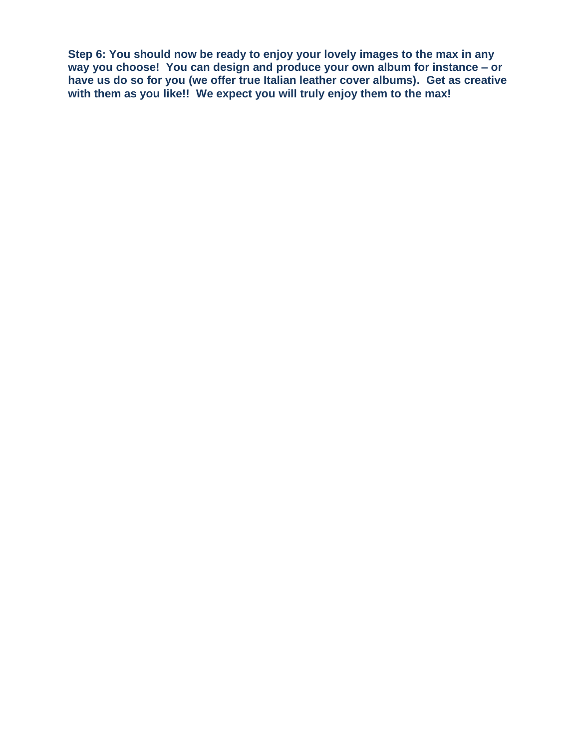**Step 6: You should now be ready to enjoy your lovely images to the max in any way you choose! You can design and produce your own album for instance – or have us do so for you (we offer true Italian leather cover albums). Get as creative with them as you like!! We expect you will truly enjoy them to the max!**